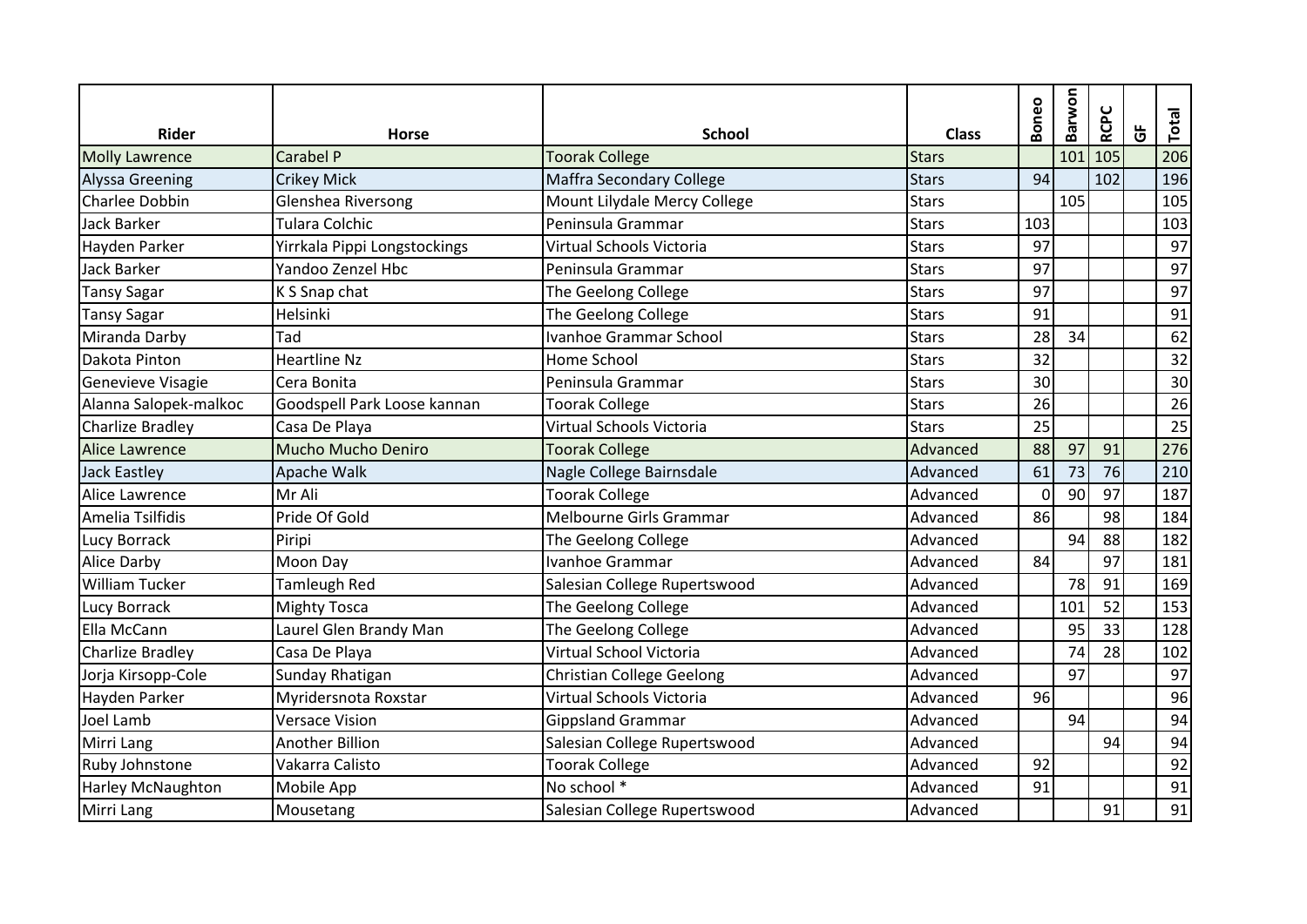| Rider | Horse | School | Class | Boneo | Barwon | RCPC | GF | Total |
|---|---|---|---|---|---|---|---|---|
| Molly Lawrence | Carabel P | Toorak College | Stars | | 101 | 105 | | 206 |
| Alyssa Greening | Crikey Mick | Maffra Secondary College | Stars | 94 | | 102 | | 196 |
| Charlee Dobbin | Glenshea Riversong | Mount Lilydale Mercy College | Stars | | 105 | | | 105 |
| Jack Barker | Tulara Colchic | Peninsula Grammar | Stars | 103 | | | | 103 |
| Hayden Parker | Yirrkala Pippi Longstockings | Virtual Schools Victoria | Stars | 97 | | | | 97 |
| Jack Barker | Yandoo Zenzel Hbc | Peninsula Grammar | Stars | 97 | | | | 97 |
| Tansy Sagar | K S Snap chat | The Geelong College | Stars | 97 | | | | 97 |
| Tansy Sagar | Helsinki | The Geelong College | Stars | 91 | | | | 91 |
| Miranda Darby | Tad | Ivanhoe Grammar School | Stars | 28 | 34 | | | 62 |
| Dakota Pinton | Heartline Nz | Home School | Stars | 32 | | | | 32 |
| Genevieve Visagie | Cera Bonita | Peninsula Grammar | Stars | 30 | | | | 30 |
| Alanna Salopek-malkoc | Goodspell Park Loose kannan | Toorak College | Stars | 26 | | | | 26 |
| Charlize Bradley | Casa De Playa | Virtual Schools Victoria | Stars | 25 | | | | 25 |
| Alice Lawrence | Mucho Mucho Deniro | Toorak College | Advanced | 88 | 97 | 91 | | 276 |
| Jack Eastley | Apache Walk | Nagle College Bairnsdale | Advanced | 61 | 73 | 76 | | 210 |
| Alice Lawrence | Mr Ali | Toorak College | Advanced | 0 | 90 | 97 | | 187 |
| Amelia Tsilfidis | Pride Of Gold | Melbourne Girls Grammar | Advanced | 86 | | 98 | | 184 |
| Lucy Borrack | Piripi | The Geelong College | Advanced | | 94 | 88 | | 182 |
| Alice Darby | Moon Day | Ivanhoe Grammar | Advanced | 84 | | 97 | | 181 |
| William Tucker | Tamleugh Red | Salesian College Rupertswood | Advanced | | 78 | 91 | | 169 |
| Lucy Borrack | Mighty Tosca | The Geelong College | Advanced | | 101 | 52 | | 153 |
| Ella McCann | Laurel Glen Brandy Man | The Geelong College | Advanced | | 95 | 33 | | 128 |
| Charlize Bradley | Casa De Playa | Virtual School Victoria | Advanced | | 74 | 28 | | 102 |
| Jorja Kirsopp-Cole | Sunday Rhatigan | Christian College Geelong | Advanced | | 97 | | | 97 |
| Hayden Parker | Myridersnota Roxstar | Virtual Schools Victoria | Advanced | 96 | | | | 96 |
| Joel Lamb | Versace Vision | Gippsland Grammar | Advanced | | 94 | | | 94 |
| Mirri Lang | Another Billion | Salesian College Rupertswood | Advanced | | | 94 | | 94 |
| Ruby Johnstone | Vakarra Calisto | Toorak College | Advanced | 92 | | | | 92 |
| Harley McNaughton | Mobile App | No school * | Advanced | 91 | | | | 91 |
| Mirri Lang | Mousetang | Salesian College Rupertswood | Advanced | | | 91 | | 91 |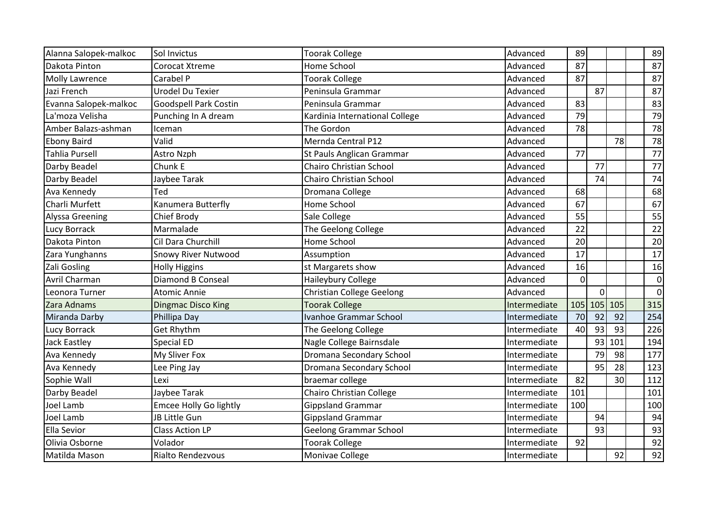| | | | | | | | | |
|---|---|---|---|---|---|---|---|---|
| Alanna Salopek-malkoc | Sol Invictus | Toorak College | Advanced | 89 | | | | 89 |
| Dakota Pinton | Corocat Xtreme | Home School | Advanced | 87 | | | | 87 |
| Molly Lawrence | Carabel P | Toorak College | Advanced | 87 | | | | 87 |
| Jazi French | Urodel Du Texier | Peninsula Grammar | Advanced | | 87 | | | 87 |
| Evanna Salopek-malkoc | Goodspell Park Costin | Peninsula Grammar | Advanced | 83 | | | | 83 |
| La'moza Velisha | Punching In A dream | Kardinia International College | Advanced | 79 | | | | 79 |
| Amber Balazs-ashman | Iceman | The Gordon | Advanced | 78 | | | | 78 |
| Ebony Baird | Valid | Mernda Central P12 | Advanced | | | 78 | | 78 |
| Tahlia Pursell | Astro Nzph | St Pauls Anglican Grammar | Advanced | 77 | | | | 77 |
| Darby Beadel | Chunk E | Chairo Christian School | Advanced | | 77 | | | 77 |
| Darby Beadel | Jaybee Tarak | Chairo Christian School | Advanced | | 74 | | | 74 |
| Ava Kennedy | Ted | Dromana College | Advanced | 68 | | | | 68 |
| Charli Murfett | Kanumera Butterfly | Home School | Advanced | 67 | | | | 67 |
| Alyssa Greening | Chief Brody | Sale College | Advanced | 55 | | | | 55 |
| Lucy Borrack | Marmalade | The Geelong College | Advanced | 22 | | | | 22 |
| Dakota Pinton | Cil Dara Churchill | Home School | Advanced | 20 | | | | 20 |
| Zara Yunghanns | Snowy River Nutwood | Assumption | Advanced | 17 | | | | 17 |
| Zali Gosling | Holly Higgins | st Margarets show | Advanced | 16 | | | | 16 |
| Avril Charman | Diamond B Conseal | Haileybury College | Advanced | 0 | | | | 0 |
| Leonora Turner | Atomic Annie | Christian College Geelong | Advanced | | 0 | | | 0 |
| Zara Adnams | Dingmac Disco King | Toorak College | Intermediate | 105 | 105 | 105 | | 315 |
| Miranda Darby | Phillipa Day | Ivanhoe Grammar School | Intermediate | 70 | 92 | 92 | | 254 |
| Lucy Borrack | Get Rhythm | The Geelong College | Intermediate | 40 | 93 | 93 | | 226 |
| Jack Eastley | Special ED | Nagle College Bairnsdale | Intermediate | | 93 | 101 | | 194 |
| Ava Kennedy | My Sliver Fox | Dromana Secondary School | Intermediate | | 79 | 98 | | 177 |
| Ava Kennedy | Lee Ping Jay | Dromana Secondary School | Intermediate | | 95 | 28 | | 123 |
| Sophie Wall | Lexi | braemar college | Intermediate | 82 | | 30 | | 112 |
| Darby Beadel | Jaybee Tarak | Chairo Christian College | Intermediate | 101 | | | | 101 |
| Joel Lamb | Emcee Holly Go lightly | Gippsland Grammar | Intermediate | 100 | | | | 100 |
| Joel Lamb | JB Little Gun | Gippsland Grammar | Intermediate | | 94 | | | 94 |
| Ella Sevior | Class Action LP | Geelong Grammar School | Intermediate | | 93 | | | 93 |
| Olivia Osborne | Volador | Toorak College | Intermediate | 92 | | | | 92 |
| Matilda Mason | Rialto Rendezvous | Monivae College | Intermediate | | | 92 | | 92 |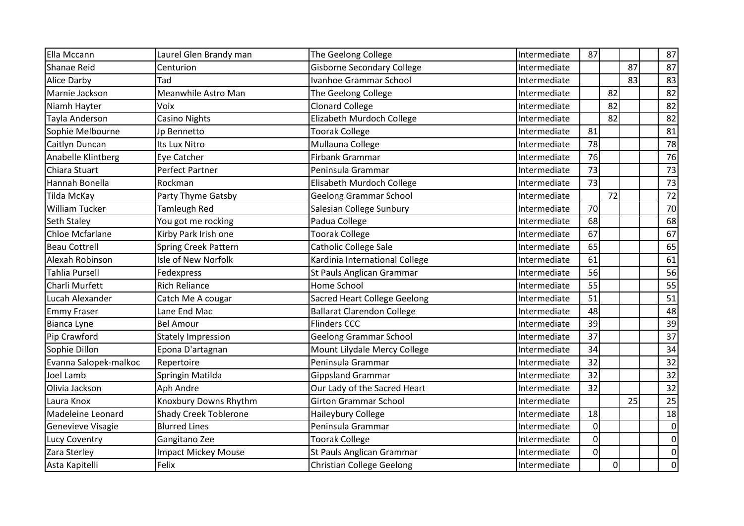| | | | | | | | | |
|---|---|---|---|---|---|---|---|---|
| Ella Mccann | Laurel Glen Brandy man | The Geelong College | Intermediate | 87 | | | | 87 |
| Shanae Reid | Centurion | Gisborne Secondary College | Intermediate | | | 87 | | 87 |
| Alice Darby | Tad | Ivanhoe Grammar School | Intermediate | | | 83 | | 83 |
| Marnie Jackson | Meanwhile Astro Man | The Geelong College | Intermediate | | 82 | | | 82 |
| Niamh Hayter | Voix | Clonard College | Intermediate | | 82 | | | 82 |
| Tayla Anderson | Casino Nights | Elizabeth Murdoch College | Intermediate | | 82 | | | 82 |
| Sophie Melbourne | Jp Bennetto | Toorak College | Intermediate | 81 | | | | 81 |
| Caitlyn Duncan | Its Lux Nitro | Mullauna College | Intermediate | 78 | | | | 78 |
| Anabelle Klintberg | Eye Catcher | Firbank Grammar | Intermediate | 76 | | | | 76 |
| Chiara Stuart | Perfect Partner | Peninsula Grammar | Intermediate | 73 | | | | 73 |
| Hannah Bonella | Rockman | Elisabeth Murdoch College | Intermediate | 73 | | | | 73 |
| Tilda McKay | Party Thyme Gatsby | Geelong Grammar School | Intermediate | | 72 | | | 72 |
| William Tucker | Tamleugh Red | Salesian College Sunbury | Intermediate | 70 | | | | 70 |
| Seth Staley | You got me rocking | Padua College | Intermediate | 68 | | | | 68 |
| Chloe Mcfarlane | Kirby Park Irish one | Toorak College | Intermediate | 67 | | | | 67 |
| Beau Cottrell | Spring Creek Pattern | Catholic College Sale | Intermediate | 65 | | | | 65 |
| Alexah Robinson | Isle of New Norfolk | Kardinia International College | Intermediate | 61 | | | | 61 |
| Tahlia Pursell | Fedexpress | St Pauls Anglican Grammar | Intermediate | 56 | | | | 56 |
| Charli Murfett | Rich Reliance | Home School | Intermediate | 55 | | | | 55 |
| Lucah Alexander | Catch Me A cougar | Sacred Heart College Geelong | Intermediate | 51 | | | | 51 |
| Emmy Fraser | Lane End Mac | Ballarat Clarendon College | Intermediate | 48 | | | | 48 |
| Bianca Lyne | Bel Amour | Flinders CCC | Intermediate | 39 | | | | 39 |
| Pip Crawford | Stately Impression | Geelong Grammar School | Intermediate | 37 | | | | 37 |
| Sophie Dillon | Epona D'artagnan | Mount Lilydale Mercy College | Intermediate | 34 | | | | 34 |
| Evanna Salopek-malkoc | Repertoire | Peninsula Grammar | Intermediate | 32 | | | | 32 |
| Joel Lamb | Springin Matilda | Gippsland Grammar | Intermediate | 32 | | | | 32 |
| Olivia Jackson | Aph Andre | Our Lady of the Sacred Heart | Intermediate | 32 | | | | 32 |
| Laura Knox | Knoxbury Downs Rhythm | Girton Grammar School | Intermediate | | | 25 | | 25 |
| Madeleine Leonard | Shady Creek Toblerone | Haileybury College | Intermediate | 18 | | | | 18 |
| Genevieve Visagie | Blurred Lines | Peninsula Grammar | Intermediate | 0 | | | | 0 |
| Lucy Coventry | Gangitano Zee | Toorak College | Intermediate | 0 | | | | 0 |
| Zara Sterley | Impact Mickey Mouse | St Pauls Anglican Grammar | Intermediate | 0 | | | | 0 |
| Asta Kapitelli | Felix | Christian College Geelong | Intermediate | | 0 | | | 0 |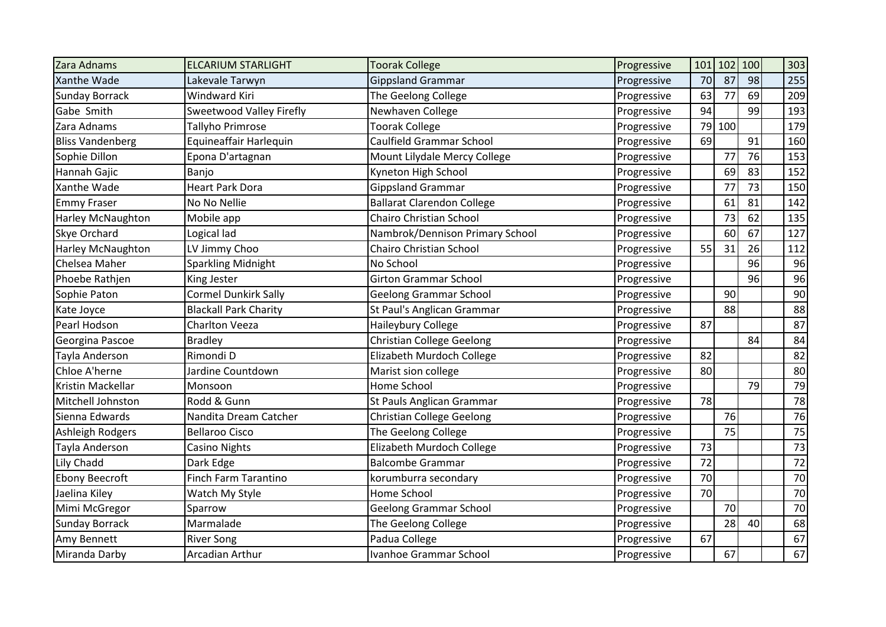| Zara Adnams | ELCARIUM STARLIGHT | Toorak College | Progressive | 101 | 102 | 100 | | 303 |
|---|---|---|---|---|---|---|---|---|
| Xanthe Wade | Lakevale Tarwyn | Gippsland Grammar | Progressive | 70 | 87 | 98 | | 255 |
| Sunday Borrack | Windward Kiri | The Geelong College | Progressive | 63 | 77 | 69 | | 209 |
| Gabe Smith | Sweetwood Valley Firefly | Newhaven College | Progressive | 94 | | 99 | | 193 |
| Zara Adnams | Tallyho Primrose | Toorak College | Progressive | 79 | 100 | | | 179 |
| Bliss Vandenberg | Equineaffair Harlequin | Caulfield Grammar School | Progressive | 69 | | 91 | | 160 |
| Sophie Dillon | Epona D'artagnan | Mount Lilydale Mercy College | Progressive | | 77 | 76 | | 153 |
| Hannah Gajic | Banjo | Kyneton High School | Progressive | | 69 | 83 | | 152 |
| Xanthe Wade | Heart Park Dora | Gippsland Grammar | Progressive | | 77 | 73 | | 150 |
| Emmy Fraser | No No Nellie | Ballarat Clarendon College | Progressive | | 61 | 81 | | 142 |
| Harley McNaughton | Mobile app | Chairo Christian School | Progressive | | 73 | 62 | | 135 |
| Skye Orchard | Logical lad | Nambrok/Dennison Primary School | Progressive | | 60 | 67 | | 127 |
| Harley McNaughton | LV Jimmy Choo | Chairo Christian School | Progressive | 55 | 31 | 26 | | 112 |
| Chelsea Maher | Sparkling Midnight | No School | Progressive | | | 96 | | 96 |
| Phoebe Rathjen | King Jester | Girton Grammar School | Progressive | | | 96 | | 96 |
| Sophie Paton | Cormel Dunkirk Sally | Geelong Grammar School | Progressive | | 90 | | | 90 |
| Kate Joyce | Blackall Park Charity | St Paul's Anglican Grammar | Progressive | | 88 | | | 88 |
| Pearl Hodson | Charlton Veeza | Haileybury College | Progressive | 87 | | | | 87 |
| Georgina Pascoe | Bradley | Christian College Geelong | Progressive | | | 84 | | 84 |
| Tayla Anderson | Rimondi D | Elizabeth Murdoch College | Progressive | 82 | | | | 82 |
| Chloe A'herne | Jardine Countdown | Marist sion college | Progressive | 80 | | | | 80 |
| Kristin Mackellar | Monsoon | Home School | Progressive | | | 79 | | 79 |
| Mitchell Johnston | Rodd & Gunn | St Pauls Anglican Grammar | Progressive | 78 | | | | 78 |
| Sienna Edwards | Nandita Dream Catcher | Christian College Geelong | Progressive | | 76 | | | 76 |
| Ashleigh Rodgers | Bellaroo Cisco | The Geelong College | Progressive | | 75 | | | 75 |
| Tayla Anderson | Casino Nights | Elizabeth Murdoch College | Progressive | 73 | | | | 73 |
| Lily Chadd | Dark Edge | Balcombe Grammar | Progressive | 72 | | | | 72 |
| Ebony Beecroft | Finch Farm Tarantino | korumburra secondary | Progressive | 70 | | | | 70 |
| Jaelina Kiley | Watch My Style | Home School | Progressive | 70 | | | | 70 |
| Mimi McGregor | Sparrow | Geelong Grammar School | Progressive | | 70 | | | 70 |
| Sunday Borrack | Marmalade | The Geelong College | Progressive | | 28 | 40 | | 68 |
| Amy Bennett | River Song | Padua College | Progressive | 67 | | | | 67 |
| Miranda Darby | Arcadian Arthur | Ivanhoe Grammar School | Progressive | | 67 | | | 67 |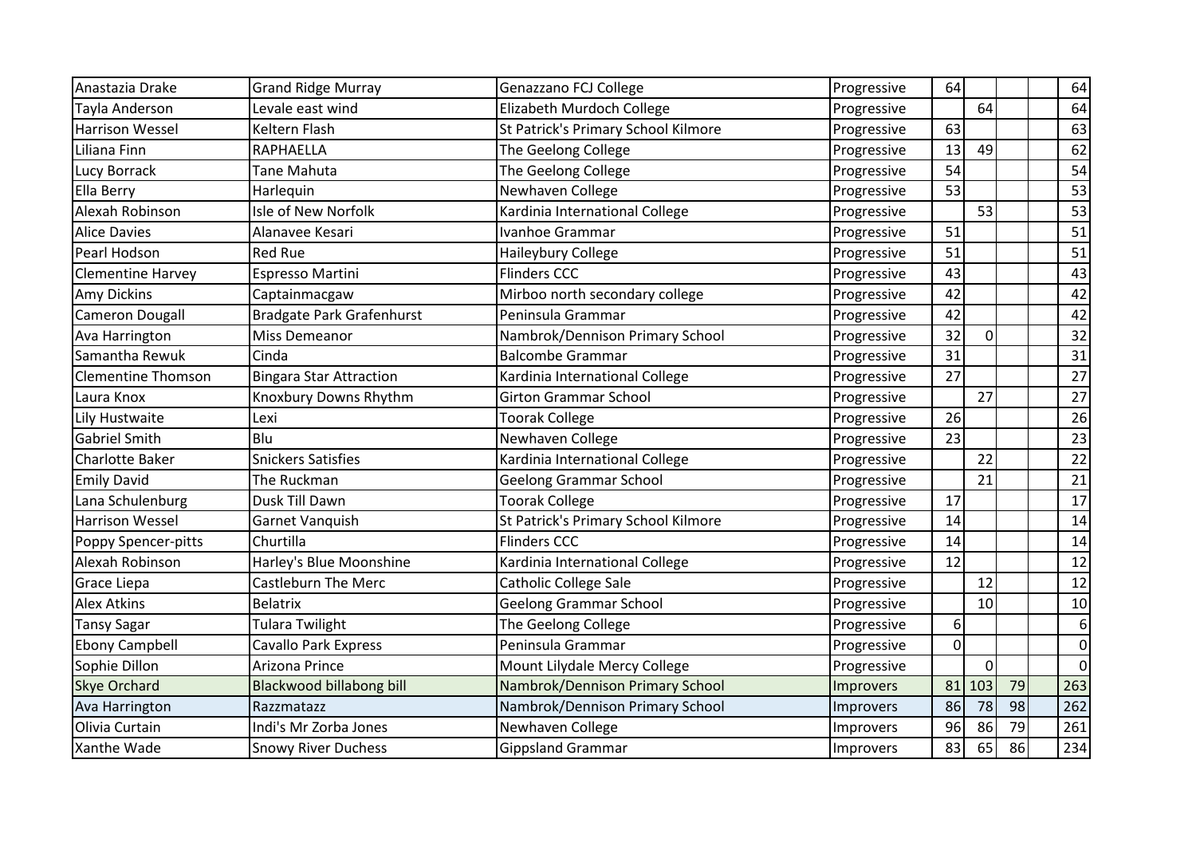| | | | | | | | | |
|---|---|---|---|---|---|---|---|---|
| Anastazia Drake | Grand Ridge Murray | Genazzano FCJ College | Progressive | 64 | | | | 64 |
| Tayla Anderson | Levale east wind | Elizabeth Murdoch College | Progressive | | 64 | | | 64 |
| Harrison Wessel | Keltern Flash | St Patrick's Primary School Kilmore | Progressive | 63 | | | | 63 |
| Liliana Finn | RAPHAELLA | The Geelong College | Progressive | 13 | 49 | | | 62 |
| Lucy Borrack | Tane Mahuta | The Geelong College | Progressive | 54 | | | | 54 |
| Ella Berry | Harlequin | Newhaven College | Progressive | 53 | | | | 53 |
| Alexah Robinson | Isle of New Norfolk | Kardinia International College | Progressive | | 53 | | | 53 |
| Alice Davies | Alanavee Kesari | Ivanhoe Grammar | Progressive | 51 | | | | 51 |
| Pearl Hodson | Red Rue | Haileybury College | Progressive | 51 | | | | 51 |
| Clementine Harvey | Espresso Martini | Flinders CCC | Progressive | 43 | | | | 43 |
| Amy Dickins | Captainmacgaw | Mirboo north secondary college | Progressive | 42 | | | | 42 |
| Cameron Dougall | Bradgate Park Grafenhurst | Peninsula Grammar | Progressive | 42 | | | | 42 |
| Ava Harrington | Miss Demeanor | Nambrok/Dennison Primary School | Progressive | 32 | 0 | | | 32 |
| Samantha Rewuk | Cinda | Balcombe Grammar | Progressive | 31 | | | | 31 |
| Clementine Thomson | Bingara Star Attraction | Kardinia International College | Progressive | 27 | | | | 27 |
| Laura Knox | Knoxbury Downs Rhythm | Girton Grammar School | Progressive | | 27 | | | 27 |
| Lily Hustwaite | Lexi | Toorak College | Progressive | 26 | | | | 26 |
| Gabriel Smith | Blu | Newhaven College | Progressive | 23 | | | | 23 |
| Charlotte Baker | Snickers Satisfies | Kardinia International College | Progressive | | 22 | | | 22 |
| Emily David | The Ruckman | Geelong Grammar School | Progressive | | 21 | | | 21 |
| Lana Schulenburg | Dusk Till Dawn | Toorak College | Progressive | 17 | | | | 17 |
| Harrison Wessel | Garnet Vanquish | St Patrick's Primary School Kilmore | Progressive | 14 | | | | 14 |
| Poppy Spencer-pitts | Churtilla | Flinders CCC | Progressive | 14 | | | | 14 |
| Alexah Robinson | Harley's Blue Moonshine | Kardinia International College | Progressive | 12 | | | | 12 |
| Grace Liepa | Castleburn The Merc | Catholic College Sale | Progressive | | 12 | | | 12 |
| Alex Atkins | Belatrix | Geelong Grammar School | Progressive | | 10 | | | 10 |
| Tansy Sagar | Tulara Twilight | The Geelong College | Progressive | 6 | | | | 6 |
| Ebony Campbell | Cavallo Park Express | Peninsula Grammar | Progressive | 0 | | | | 0 |
| Sophie Dillon | Arizona Prince | Mount Lilydale Mercy College | Progressive | | 0 | | | 0 |
| Skye Orchard | Blackwood billabong bill | Nambrok/Dennison Primary School | Improvers | 81 | 103 | 79 | | 263 |
| Ava Harrington | Razzmatazz | Nambrok/Dennison Primary School | Improvers | 86 | 78 | 98 | | 262 |
| Olivia Curtain | Indi's Mr Zorba Jones | Newhaven College | Improvers | 96 | 86 | 79 | | 261 |
| Xanthe Wade | Snowy River Duchess | Gippsland Grammar | Improvers | 83 | 65 | 86 | | 234 |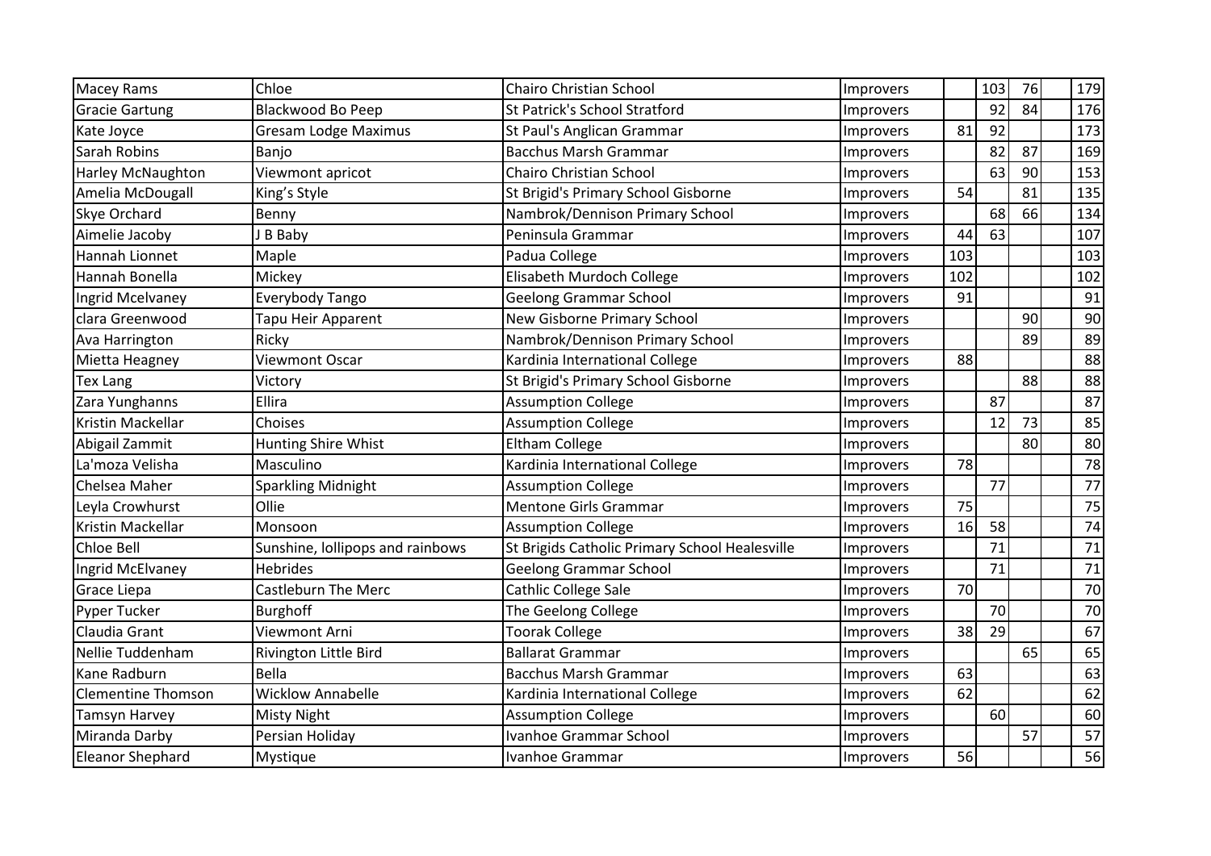| | | | | | | | | |
|---|---|---|---|---|---|---|---|---|
| Macey Rams | Chloe | Chairo Christian School | Improvers | | 103 | 76 | | 179 |
| Gracie Gartung | Blackwood Bo Peep | St Patrick's School Stratford | Improvers | | 92 | 84 | | 176 |
| Kate Joyce | Gresam Lodge Maximus | St Paul's Anglican Grammar | Improvers | 81 | 92 | | | 173 |
| Sarah Robins | Banjo | Bacchus Marsh Grammar | Improvers | | 82 | 87 | | 169 |
| Harley McNaughton | Viewmont apricot | Chairo Christian School | Improvers | | 63 | 90 | | 153 |
| Amelia McDougall | King's Style | St Brigid's Primary School Gisborne | Improvers | 54 | | 81 | | 135 |
| Skye Orchard | Benny | Nambrok/Dennison Primary School | Improvers | | 68 | 66 | | 134 |
| Aimelie Jacoby | J B Baby | Peninsula Grammar | Improvers | 44 | 63 | | | 107 |
| Hannah Lionnet | Maple | Padua College | Improvers | 103 | | | | 103 |
| Hannah Bonella | Mickey | Elisabeth Murdoch College | Improvers | 102 | | | | 102 |
| Ingrid Mcelvaney | Everybody Tango | Geelong Grammar School | Improvers | 91 | | | | 91 |
| clara Greenwood | Tapu Heir Apparent | New Gisborne Primary School | Improvers | | | 90 | | 90 |
| Ava Harrington | Ricky | Nambrok/Dennison Primary School | Improvers | | | 89 | | 89 |
| Mietta Heagney | Viewmont Oscar | Kardinia International College | Improvers | 88 | | | | 88 |
| Tex Lang | Victory | St Brigid's Primary School Gisborne | Improvers | | | 88 | | 88 |
| Zara Yunghanns | Ellira | Assumption College | Improvers | | 87 | | | 87 |
| Kristin Mackellar | Choises | Assumption College | Improvers | | 12 | 73 | | 85 |
| Abigail Zammit | Hunting Shire Whist | Eltham College | Improvers | | | 80 | | 80 |
| La'moza Velisha | Masculino | Kardinia International College | Improvers | 78 | | | | 78 |
| Chelsea Maher | Sparkling Midnight | Assumption College | Improvers | | 77 | | | 77 |
| Leyla Crowhurst | Ollie | Mentone Girls Grammar | Improvers | 75 | | | | 75 |
| Kristin Mackellar | Monsoon | Assumption College | Improvers | 16 | 58 | | | 74 |
| Chloe Bell | Sunshine, lollipops and rainbows | St Brigids Catholic Primary School Healesville | Improvers | | 71 | | | 71 |
| Ingrid McElvaney | Hebrides | Geelong Grammar School | Improvers | | 71 | | | 71 |
| Grace Liepa | Castleburn The Merc | Cathlic College Sale | Improvers | 70 | | | | 70 |
| Pyper Tucker | Burghoff | The Geelong College | Improvers | | 70 | | | 70 |
| Claudia Grant | Viewmont Arni | Toorak College | Improvers | 38 | 29 | | | 67 |
| Nellie Tuddenham | Rivington Little Bird | Ballarat Grammar | Improvers | | | 65 | | 65 |
| Kane Radburn | Bella | Bacchus Marsh Grammar | Improvers | 63 | | | | 63 |
| Clementine Thomson | Wicklow Annabelle | Kardinia International College | Improvers | 62 | | | | 62 |
| Tamsyn Harvey | Misty Night | Assumption College | Improvers | | 60 | | | 60 |
| Miranda Darby | Persian Holiday | Ivanhoe Grammar School | Improvers | | | 57 | | 57 |
| Eleanor Shephard | Mystique | Ivanhoe Grammar | Improvers | 56 | | | | 56 |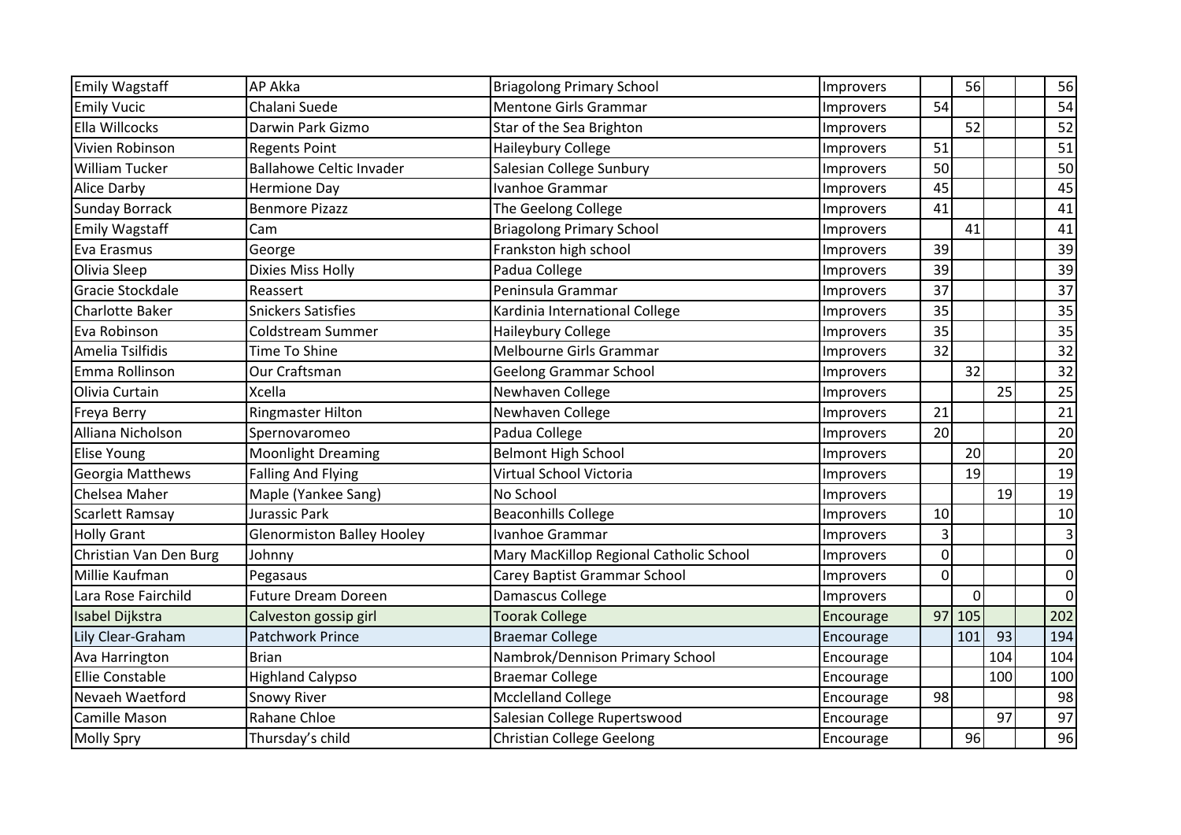| | | | | | | | | |
|---|---|---|---|---|---|---|---|---|
| Emily Wagstaff | AP Akka | Briagolong Primary School | Improvers | | 56 | | | 56 |
| Emily Vucic | Chalani Suede | Mentone Girls Grammar | Improvers | 54 | | | | 54 |
| Ella Willcocks | Darwin Park Gizmo | Star of the Sea Brighton | Improvers | | 52 | | | 52 |
| Vivien Robinson | Regents Point | Haileybury College | Improvers | 51 | | | | 51 |
| William Tucker | Ballahowe Celtic Invader | Salesian College Sunbury | Improvers | 50 | | | | 50 |
| Alice Darby | Hermione Day | Ivanhoe Grammar | Improvers | 45 | | | | 45 |
| Sunday Borrack | Benmore Pizazz | The Geelong College | Improvers | 41 | | | | 41 |
| Emily Wagstaff | Cam | Briagolong Primary School | Improvers | | 41 | | | 41 |
| Eva Erasmus | George | Frankston high school | Improvers | 39 | | | | 39 |
| Olivia Sleep | Dixies Miss Holly | Padua College | Improvers | 39 | | | | 39 |
| Gracie Stockdale | Reassert | Peninsula Grammar | Improvers | 37 | | | | 37 |
| Charlotte Baker | Snickers Satisfies | Kardinia International College | Improvers | 35 | | | | 35 |
| Eva Robinson | Coldstream Summer | Haileybury College | Improvers | 35 | | | | 35 |
| Amelia Tsilfidis | Time To Shine | Melbourne Girls Grammar | Improvers | 32 | | | | 32 |
| Emma Rollinson | Our Craftsman | Geelong Grammar School | Improvers | | 32 | | | 32 |
| Olivia Curtain | Xcella | Newhaven College | Improvers | | | 25 | | 25 |
| Freya Berry | Ringmaster Hilton | Newhaven College | Improvers | 21 | | | | 21 |
| Alliana Nicholson | Spernovaromeo | Padua College | Improvers | 20 | | | | 20 |
| Elise Young | Moonlight Dreaming | Belmont High School | Improvers | | 20 | | | 20 |
| Georgia Matthews | Falling And Flying | Virtual School Victoria | Improvers | | 19 | | | 19 |
| Chelsea Maher | Maple (Yankee Sang) | No School | Improvers | | | 19 | | 19 |
| Scarlett Ramsay | Jurassic Park | Beaconhills College | Improvers | 10 | | | | 10 |
| Holly Grant | Glenormiston Balley Hooley | Ivanhoe Grammar | Improvers | 3 | | | | 3 |
| Christian Van Den Burg | Johnny | Mary MacKillop Regional Catholic School | Improvers | 0 | | | | 0 |
| Millie Kaufman | Pegasaus | Carey Baptist Grammar School | Improvers | 0 | | | | 0 |
| Lara Rose Fairchild | Future Dream Doreen | Damascus College | Improvers | | 0 | | | 0 |
| Isabel Dijkstra | Calveston gossip girl | Toorak College | Encourage | 97 | 105 | | | 202 |
| Lily Clear-Graham | Patchwork Prince | Braemar College | Encourage | | 101 | 93 | | 194 |
| Ava Harrington | Brian | Nambrok/Dennison Primary School | Encourage | | | 104 | | 104 |
| Ellie Constable | Highland Calypso | Braemar College | Encourage | | | 100 | | 100 |
| Nevaeh Waetford | Snowy River | Mcclelland College | Encourage | 98 | | | | 98 |
| Camille Mason | Rahane Chloe | Salesian College Rupertswood | Encourage | | | 97 | | 97 |
| Molly Spry | Thursday's child | Christian College Geelong | Encourage | | 96 | | | 96 |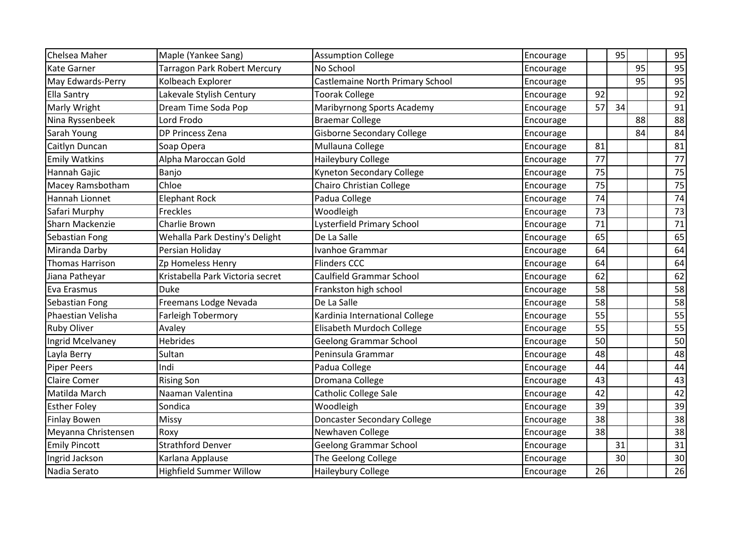| | | | | | | | | |
|---|---|---|---|---|---|---|---|---|
| Chelsea Maher | Maple (Yankee Sang) | Assumption College | Encourage | | 95 | | | 95 |
| Kate Garner | Tarragon Park Robert Mercury | No School | Encourage | | | 95 | | 95 |
| May Edwards-Perry | Kolbeach Explorer | Castlemaine North Primary School | Encourage | | | 95 | | 95 |
| Ella Santry | Lakevale Stylish Century | Toorak College | Encourage | 92 | | | | 92 |
| Marly Wright | Dream Time Soda Pop | Maribyrnong Sports Academy | Encourage | 57 | 34 | | | 91 |
| Nina Ryssenbeek | Lord Frodo | Braemar College | Encourage | | | 88 | | 88 |
| Sarah Young | DP Princess Zena | Gisborne Secondary College | Encourage | | | 84 | | 84 |
| Caitlyn Duncan | Soap Opera | Mullauna College | Encourage | 81 | | | | 81 |
| Emily Watkins | Alpha Maroccan Gold | Haileybury College | Encourage | 77 | | | | 77 |
| Hannah Gajic | Banjo | Kyneton Secondary College | Encourage | 75 | | | | 75 |
| Macey Ramsbotham | Chloe | Chairo Christian College | Encourage | 75 | | | | 75 |
| Hannah Lionnet | Elephant Rock | Padua College | Encourage | 74 | | | | 74 |
| Safari Murphy | Freckles | Woodleigh | Encourage | 73 | | | | 73 |
| Sharn Mackenzie | Charlie Brown | Lysterfield Primary School | Encourage | 71 | | | | 71 |
| Sebastian Fong | Wehalla Park Destiny's Delight | De La Salle | Encourage | 65 | | | | 65 |
| Miranda Darby | Persian Holiday | Ivanhoe Grammar | Encourage | 64 | | | | 64 |
| Thomas Harrison | Zp Homeless Henry | Flinders CCC | Encourage | 64 | | | | 64 |
| Jiana Patheyar | Kristabella Park Victoria secret | Caulfield Grammar School | Encourage | 62 | | | | 62 |
| Eva Erasmus | Duke | Frankston high school | Encourage | 58 | | | | 58 |
| Sebastian Fong | Freemans Lodge Nevada | De La Salle | Encourage | 58 | | | | 58 |
| Phaestian Velisha | Farleigh Tobermory | Kardinia International College | Encourage | 55 | | | | 55 |
| Ruby Oliver | Avaley | Elisabeth Murdoch College | Encourage | 55 | | | | 55 |
| Ingrid Mcelvaney | Hebrides | Geelong Grammar School | Encourage | 50 | | | | 50 |
| Layla Berry | Sultan | Peninsula Grammar | Encourage | 48 | | | | 48 |
| Piper Peers | Indi | Padua College | Encourage | 44 | | | | 44 |
| Claire Comer | Rising Son | Dromana College | Encourage | 43 | | | | 43 |
| Matilda March | Naaman Valentina | Catholic College Sale | Encourage | 42 | | | | 42 |
| Esther Foley | Sondica | Woodleigh | Encourage | 39 | | | | 39 |
| Finlay Bowen | Missy | Doncaster Secondary College | Encourage | 38 | | | | 38 |
| Meyanna Christensen | Roxy | Newhaven College | Encourage | 38 | | | | 38 |
| Emily Pincott | Strathford Denver | Geelong Grammar School | Encourage | | 31 | | | 31 |
| Ingrid Jackson | Karlana Applause | The Geelong College | Encourage | | 30 | | | 30 |
| Nadia Serato | Highfield Summer Willow | Haileybury College | Encourage | 26 | | | | 26 |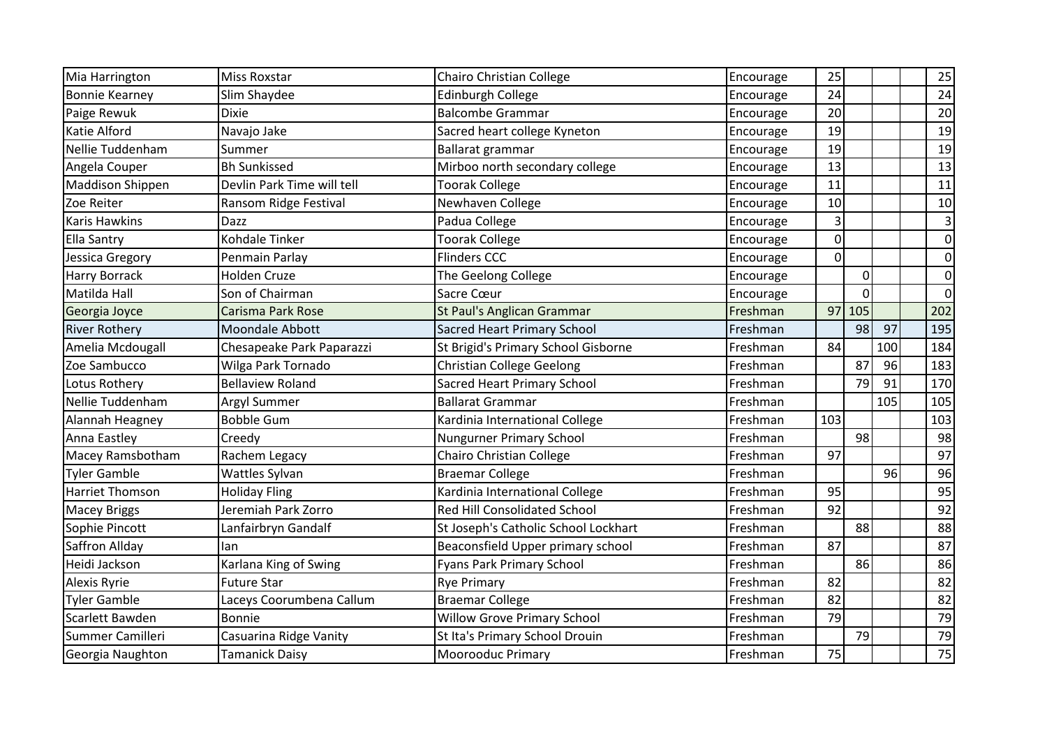| | | | | | | | | |
|---|---|---|---|---|---|---|---|---|
| Mia Harrington | Miss Roxstar | Chairo Christian College | Encourage | 25 | | | | 25 |
| Bonnie Kearney | Slim Shaydee | Edinburgh College | Encourage | 24 | | | | 24 |
| Paige Rewuk | Dixie | Balcombe Grammar | Encourage | 20 | | | | 20 |
| Katie Alford | Navajo Jake | Sacred heart college Kyneton | Encourage | 19 | | | | 19 |
| Nellie Tuddenham | Summer | Ballarat grammar | Encourage | 19 | | | | 19 |
| Angela Couper | Bh Sunkissed | Mirboo north secondary college | Encourage | 13 | | | | 13 |
| Maddison Shippen | Devlin Park Time will tell | Toorak College | Encourage | 11 | | | | 11 |
| Zoe Reiter | Ransom Ridge Festival | Newhaven College | Encourage | 10 | | | | 10 |
| Karis Hawkins | Dazz | Padua College | Encourage | 3 | | | | 3 |
| Ella Santry | Kohdale Tinker | Toorak College | Encourage | 0 | | | | 0 |
| Jessica Gregory | Penmain Parlay | Flinders CCC | Encourage | 0 | | | | 0 |
| Harry Borrack | Holden Cruze | The Geelong College | Encourage | | 0 | | | 0 |
| Matilda Hall | Son of Chairman | Sacre Cœur | Encourage | | 0 | | | 0 |
| Georgia Joyce | Carisma Park Rose | St Paul's Anglican Grammar | Freshman | 97 | 105 | | | 202 |
| River Rothery | Moondale Abbott | Sacred Heart Primary School | Freshman | | 98 | 97 | | 195 |
| Amelia Mcdougall | Chesapeake Park Paparazzi | St Brigid's Primary School Gisborne | Freshman | 84 | | 100 | | 184 |
| Zoe Sambucco | Wilga Park Tornado | Christian College Geelong | Freshman | | 87 | 96 | | 183 |
| Lotus Rothery | Bellaview Roland | Sacred Heart Primary School | Freshman | | 79 | 91 | | 170 |
| Nellie Tuddenham | Argyl Summer | Ballarat Grammar | Freshman | | | 105 | | 105 |
| Alannah Heagney | Bobble Gum | Kardinia International College | Freshman | 103 | | | | 103 |
| Anna Eastley | Creedy | Nungurner Primary School | Freshman | | 98 | | | 98 |
| Macey Ramsbotham | Rachem Legacy | Chairo Christian College | Freshman | 97 | | | | 97 |
| Tyler Gamble | Wattles Sylvan | Braemar College | Freshman | | | 96 | | 96 |
| Harriet Thomson | Holiday Fling | Kardinia International College | Freshman | 95 | | | | 95 |
| Macey Briggs | Jeremiah Park Zorro | Red Hill Consolidated School | Freshman | 92 | | | | 92 |
| Sophie Pincott | Lanfairbryn Gandalf | St Joseph's Catholic School Lockhart | Freshman | | 88 | | | 88 |
| Saffron Allday | Ian | Beaconsfield Upper primary school | Freshman | 87 | | | | 87 |
| Heidi Jackson | Karlana King of Swing | Fyans Park Primary School | Freshman | | 86 | | | 86 |
| Alexis Ryrie | Future Star | Rye Primary | Freshman | 82 | | | | 82 |
| Tyler Gamble | Laceys Coorumbena Callum | Braemar College | Freshman | 82 | | | | 82 |
| Scarlett Bawden | Bonnie | Willow Grove Primary School | Freshman | 79 | | | | 79 |
| Summer Camilleri | Casuarina Ridge Vanity | St Ita's Primary School Drouin | Freshman | | 79 | | | 79 |
| Georgia Naughton | Tamanick Daisy | Moorooduc Primary | Freshman | 75 | | | | 75 |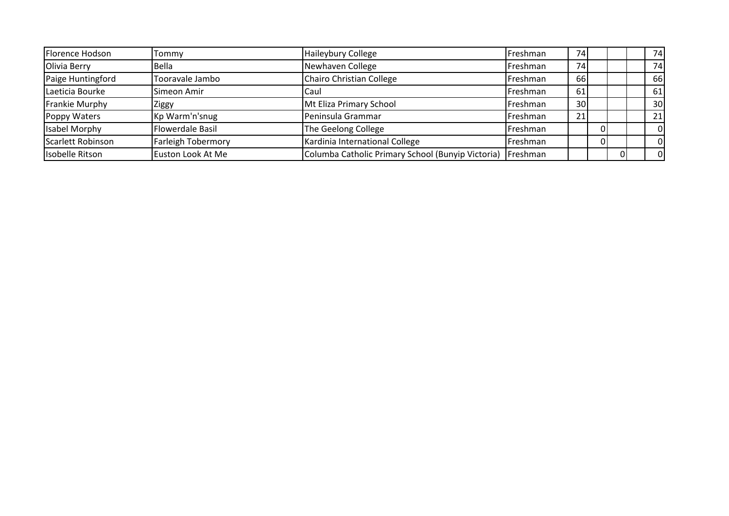| | | | | | | | | |
|---|---|---|---|---|---|---|---|---|
| Florence Hodson | Tommy | Haileybury College | Freshman | 74 | | | | 74 |
| Olivia Berry | Bella | Newhaven College | Freshman | 74 | | | | 74 |
| Paige Huntingford | Tooravale Jambo | Chairo Christian College | Freshman | 66 | | | | 66 |
| Laeticia Bourke | Simeon Amir | Caul | Freshman | 61 | | | | 61 |
| Frankie Murphy | Ziggy | Mt Eliza Primary School | Freshman | 30 | | | | 30 |
| Poppy Waters | Kp Warm'n'snug | Peninsula Grammar | Freshman | 21 | | | | 21 |
| Isabel Morphy | Flowerdale Basil | The Geelong College | Freshman | | 0 | | | 0 |
| Scarlett Robinson | Farleigh Tobermory | Kardinia International College | Freshman | | 0 | | | 0 |
| Isobelle Ritson | Euston Look At Me | Columba Catholic Primary School (Bunyip Victoria) | Freshman | | | 0 | | 0 |